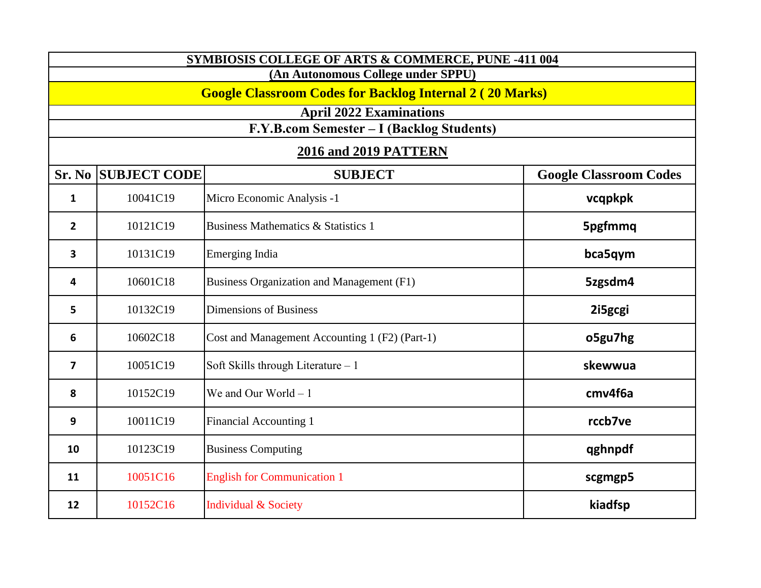# SYMBIOSIS COLLEGE OF ARTS & COMMERCE, PUNE -411 004

**(An Autonomous College under SPPU)**

**Google Classroom Codes for Backlog Internal 2 ( 20 Marks)**

**April 2022 Examinations**

**F.Y.B.com Semester – I (Backlog Students)**

**2016 and 2019 PATTERN**

| Sr. No | SUBJECT CODE | SUBJECT | Google Classroom Codes |
|---|---|---|---|
| 1 | 10041C19 | Micro Economic Analysis -1 | vcqpkpk |
| 2 | 10121C19 | Business Mathematics & Statistics 1 | 5pgfmmq |
| 3 | 10131C19 | Emerging India | bca5qym |
| 4 | 10601C18 | Business Organization and Management (F1) | 5zgsdm4 |
| 5 | 10132C19 | Dimensions of Business | 2i5gcgi |
| 6 | 10602C18 | Cost and Management Accounting 1 (F2) (Part-1) | o5gu7hg |
| 7 | 10051C19 | Soft Skills through Literature – 1 | skewwua |
| 8 | 10152C19 | We and Our World – 1 | cmv4f6a |
| 9 | 10011C19 | Financial Accounting 1 | rccb7ve |
| 10 | 10123C19 | Business Computing | qghnpdf |
| 11 | 10051C16 | English for Communication 1 | scgmgp5 |
| 12 | 10152C16 | Individual & Society | kiadfsp |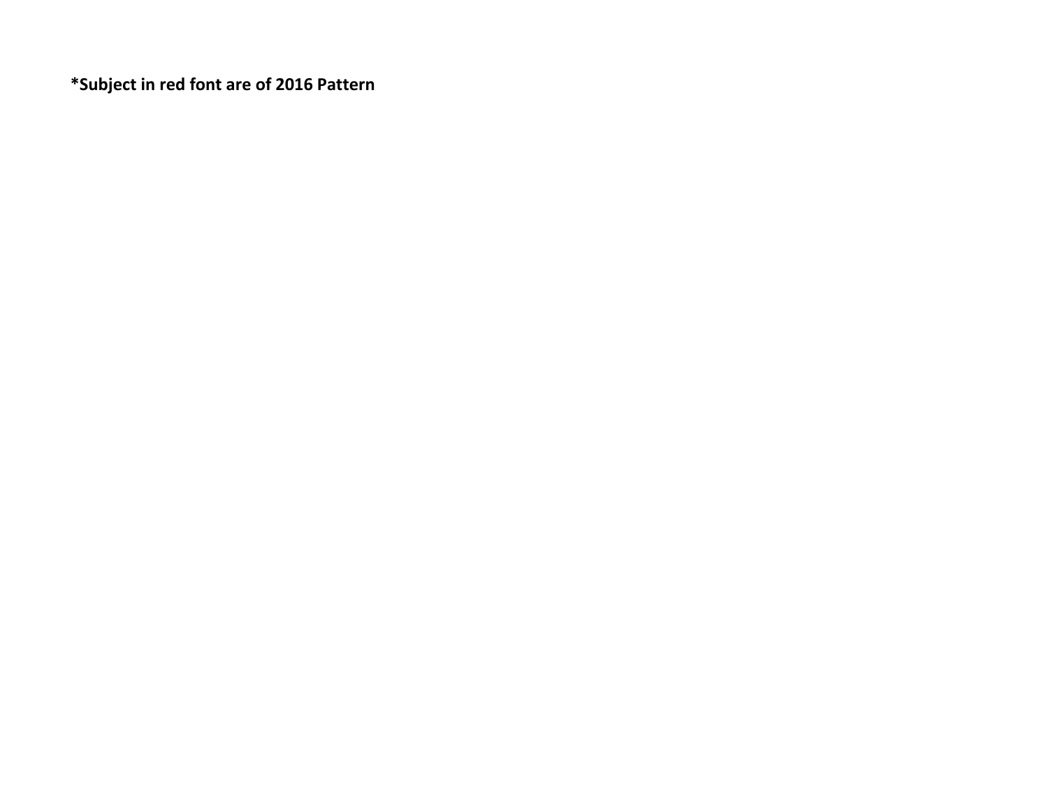**\*Subject in red font are of 2016 Pattern**

***Subject in red font are of 2016 Pattern**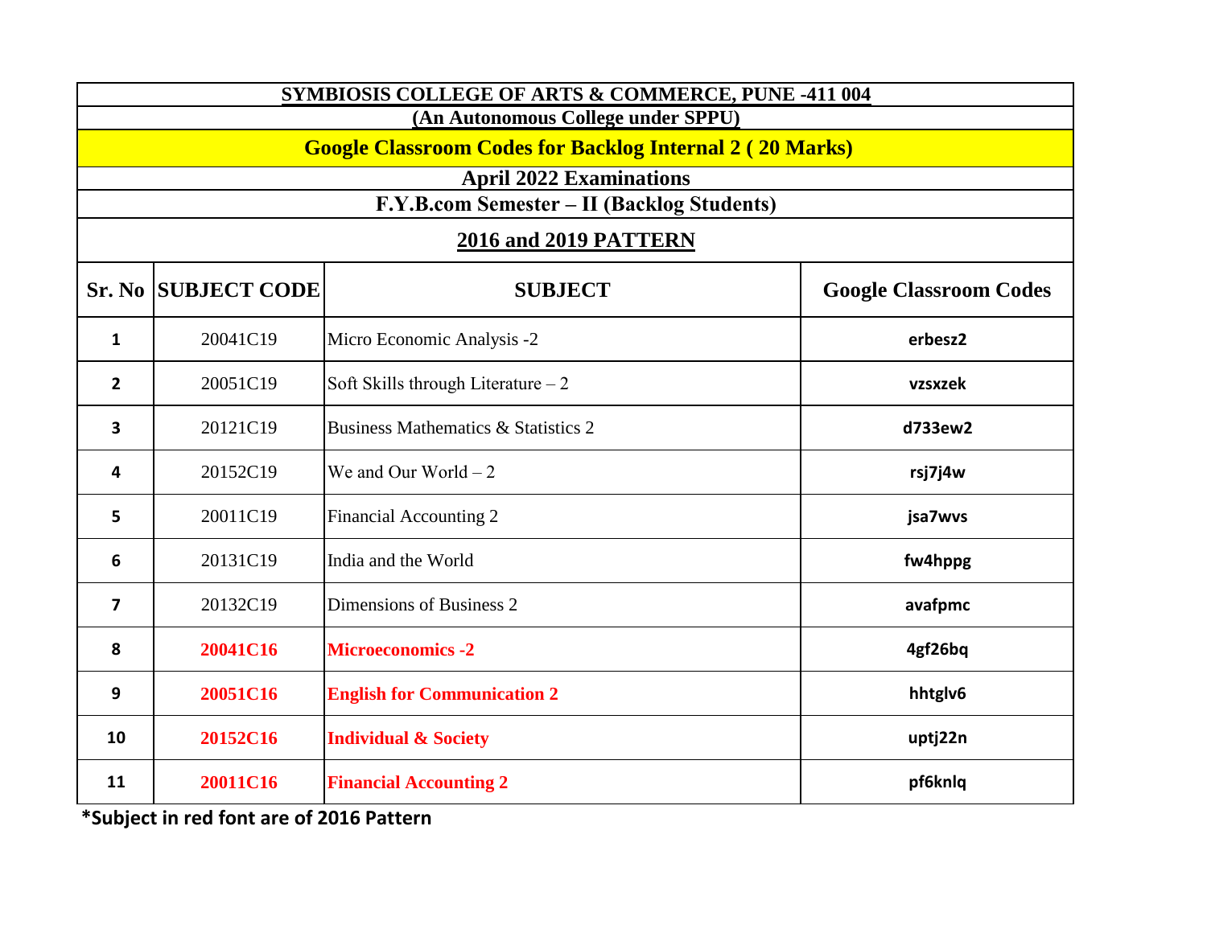**SYMBIOSIS COLLEGE OF ARTS & COMMERCE, PUNE -411 004**

**(An Autonomous College under SPPU)**

**Google Classroom Codes for Backlog Internal 2 ( 20 Marks)**

**April 2022 Examinations**

**F.Y.B.com Semester – II (Backlog Students)**

**2016 and 2019 PATTERN**

| Sr. No | SUBJECT CODE | SUBJECT | Google Classroom Codes |
|---|---|---|---|
| 1 | 20041C19 | Micro Economic Analysis -2 | erbesz2 |
| 2 | 20051C19 | Soft Skills through Literature – 2 | vzsxzek |
| 3 | 20121C19 | Business Mathematics & Statistics 2 | d733ew2 |
| 4 | 20152C19 | We and Our World – 2 | rsj7j4w |
| 5 | 20011C19 | Financial Accounting 2 | jsa7wvs |
| 6 | 20131C19 | India and the World | fw4hppg |
| 7 | 20132C19 | Dimensions of Business 2 | avafpmc |
| 8 | 20041C16 | Microeconomics -2 | 4gf26bq |
| 9 | 20051C16 | English for Communication 2 | hhtglv6 |
| 10 | 20152C16 | Individual & Society | uptj22n |
| 11 | 20011C16 | Financial Accounting 2 | pf6knlq |

***Subject in red font are of 2016 Pattern**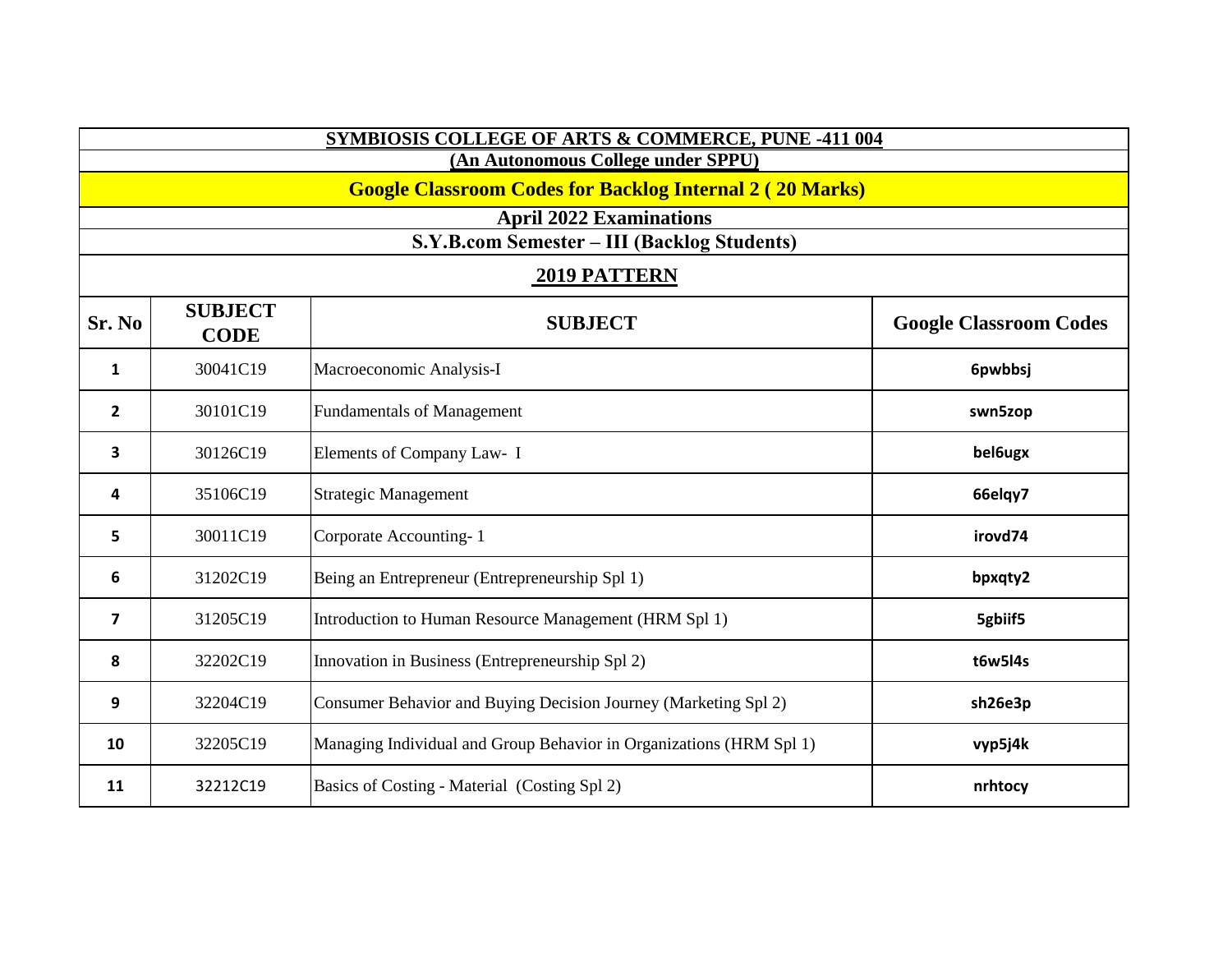# SYMBIOSIS COLLEGE OF ARTS & COMMERCE, PUNE -411 004

**(An Autonomous College under SPPU)**

## Google Classroom Codes for Backlog Internal 2 ( 20 Marks)

**April 2022 Examinations**

**S.Y.B.com Semester – III (Backlog Students)**

**2019 PATTERN**

| Sr. No | SUBJECT CODE | SUBJECT | Google Classroom Codes |
|---|---|---|---|
| 1 | 30041C19 | Macroeconomic Analysis-I | 6pwbbsj |
| 2 | 30101C19 | Fundamentals of Management | swn5zop |
| 3 | 30126C19 | Elements of Company Law- I | bel6ugx |
| 4 | 35106C19 | Strategic Management | 66elqy7 |
| 5 | 30011C19 | Corporate Accounting- 1 | irovd74 |
| 6 | 31202C19 | Being an Entrepreneur (Entrepreneurship Spl 1) | bpxqty2 |
| 7 | 31205C19 | Introduction to Human Resource Management (HRM Spl 1) | 5gbiif5 |
| 8 | 32202C19 | Innovation in Business (Entrepreneurship Spl 2) | t6w5l4s |
| 9 | 32204C19 | Consumer Behavior and Buying Decision Journey (Marketing Spl 2) | sh26e3p |
| 10 | 32205C19 | Managing Individual and Group Behavior in Organizations (HRM Spl 1) | vyp5j4k |
| 11 | 32212C19 | Basics of Costing - Material (Costing Spl 2) | nrhtocy |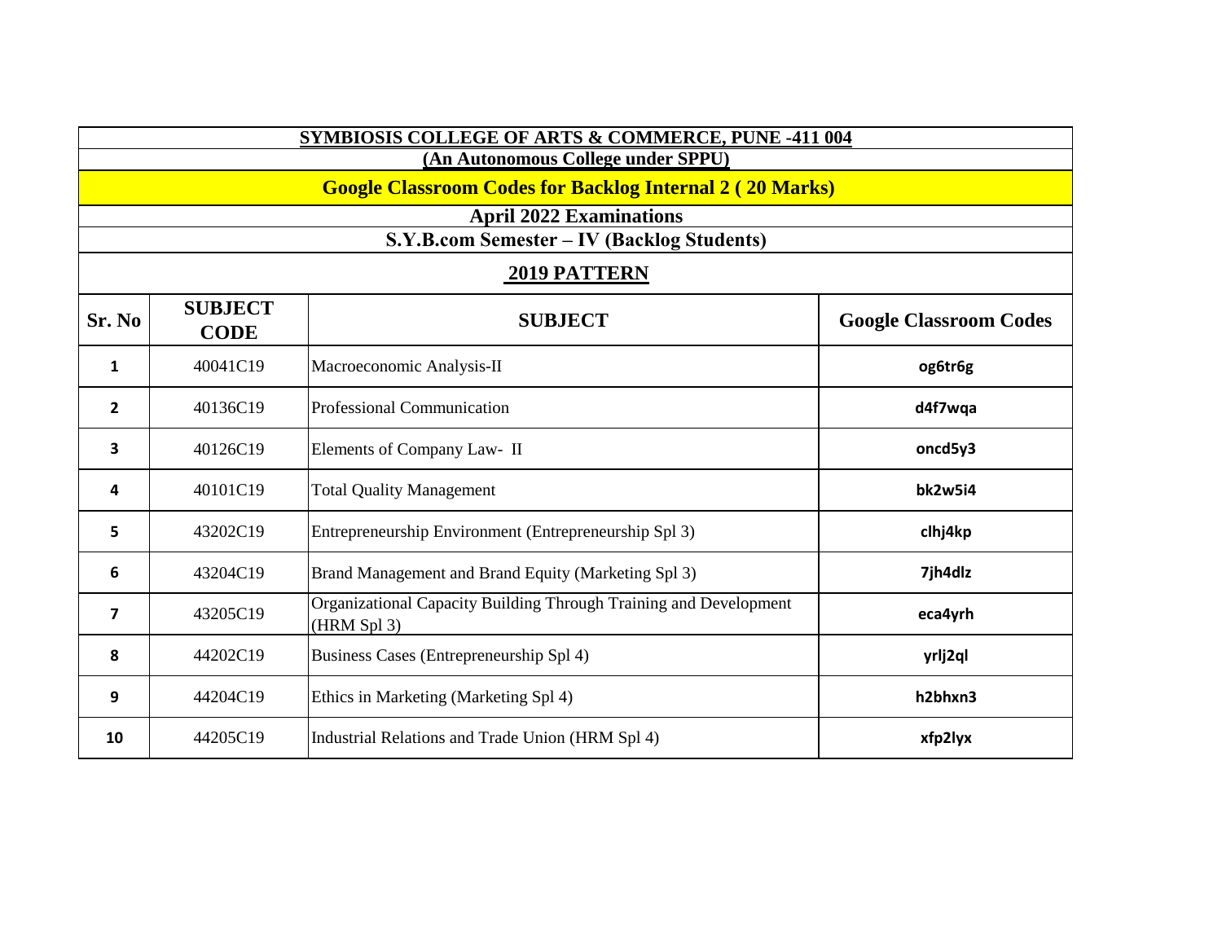# SYMBIOSIS COLLEGE OF ARTS & COMMERCE, PUNE -411 004

## (An Autonomous College under SPPU)

## Google Classroom Codes for Backlog Internal 2 ( 20 Marks)

### April 2022 Examinations

### S.Y.B.com Semester – IV (Backlog Students)

### 2019 PATTERN

| Sr. No | SUBJECT CODE | SUBJECT | Google Classroom Codes |
|---|---|---|---|
| 1 | 40041C19 | Macroeconomic Analysis-II | og6tr6g |
| 2 | 40136C19 | Professional Communication | d4f7wqa |
| 3 | 40126C19 | Elements of Company Law- II | oncd5y3 |
| 4 | 40101C19 | Total Quality Management | bk2w5i4 |
| 5 | 43202C19 | Entrepreneurship Environment (Entrepreneurship Spl 3) | clhj4kp |
| 6 | 43204C19 | Brand Management and Brand Equity (Marketing Spl 3) | 7jh4dlz |
| 7 | 43205C19 | Organizational Capacity Building Through Training and Development (HRM Spl 3) | eca4yrh |
| 8 | 44202C19 | Business Cases (Entrepreneurship Spl 4) | yrlj2ql |
| 9 | 44204C19 | Ethics in Marketing (Marketing Spl 4) | h2bhxn3 |
| 10 | 44205C19 | Industrial Relations and Trade Union (HRM Spl 4) | xfp2lyx |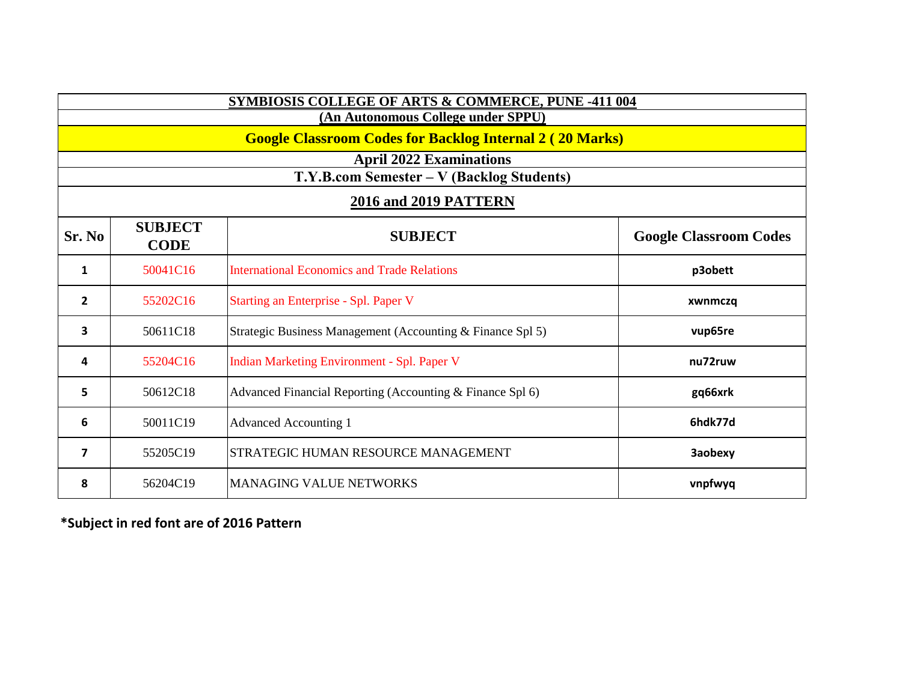**SYMBIOSIS COLLEGE OF ARTS & COMMERCE, PUNE -411 004**

**(An Autonomous College under SPPU)**

**Google Classroom Codes for Backlog Internal 2 ( 20 Marks)**

**April 2022 Examinations**

**T.Y.B.com Semester – V (Backlog Students)**

**2016 and 2019 PATTERN**

| Sr. No | SUBJECT CODE | SUBJECT | Google Classroom Codes |
|---|---|---|---|
| 1 | 50041C16 | International Economics and Trade Relations | p3obett |
| 2 | 55202C16 | Starting an Enterprise - Spl. Paper V | xwnmczq |
| 3 | 50611C18 | Strategic Business Management (Accounting & Finance Spl 5) | vup65re |
| 4 | 55204C16 | Indian Marketing Environment - Spl. Paper V | nu72ruw |
| 5 | 50612C18 | Advanced Financial Reporting (Accounting & Finance Spl 6) | gq66xrk |
| 6 | 50011C19 | Advanced Accounting 1 | 6hdk77d |
| 7 | 55205C19 | STRATEGIC HUMAN RESOURCE MANAGEMENT | 3aobexy |
| 8 | 56204C19 | MANAGING VALUE NETWORKS | vnpfwyq |

**\*Subject in red font are of 2016 Pattern**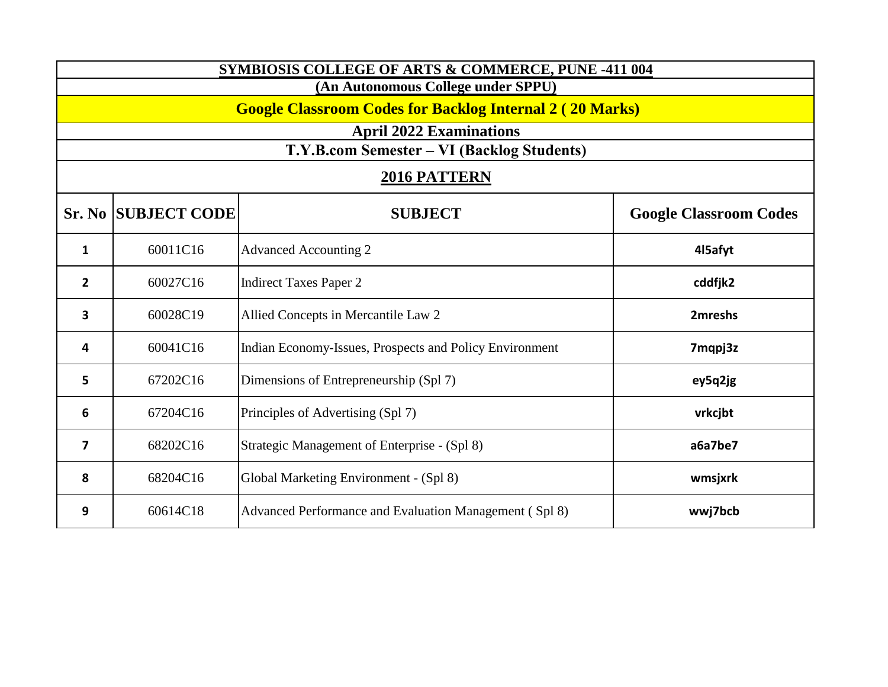**SYMBIOSIS COLLEGE OF ARTS & COMMERCE, PUNE -411 004**

**(An Autonomous College under SPPU)**

**Google Classroom Codes for Backlog Internal 2 ( 20 Marks)**

**April 2022 Examinations**

**T.Y.B.com Semester – VI (Backlog Students)**

**2016 PATTERN**

| Sr. No | SUBJECT CODE | SUBJECT | Google Classroom Codes |
|---|---|---|---|
| 1 | 60011C16 | Advanced Accounting 2 | 4l5afyt |
| 2 | 60027C16 | Indirect Taxes Paper 2 | cddfjk2 |
| 3 | 60028C19 | Allied Concepts in Mercantile Law 2 | 2mreshs |
| 4 | 60041C16 | Indian Economy-Issues, Prospects and Policy Environment | 7mqpj3z |
| 5 | 67202C16 | Dimensions of Entrepreneurship (Spl 7) | ey5q2jg |
| 6 | 67204C16 | Principles of Advertising (Spl 7) | vrkcjbt |
| 7 | 68202C16 | Strategic Management of Enterprise - (Spl 8) | a6a7be7 |
| 8 | 68204C16 | Global Marketing Environment - (Spl 8) | wmsjxrk |
| 9 | 60614C18 | Advanced Performance and Evaluation Management ( Spl 8) | wwj7bcb |